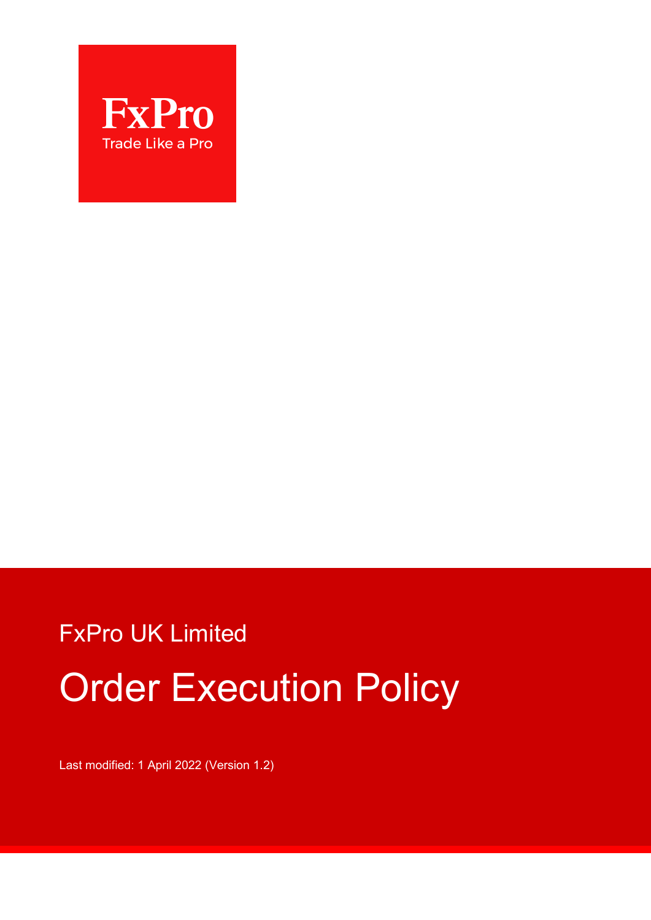FxPro

Trade Like a Pro

FxPro UK Limited

# Order Execution Policy

Last modified: 1 April 2022 (Version 1.2)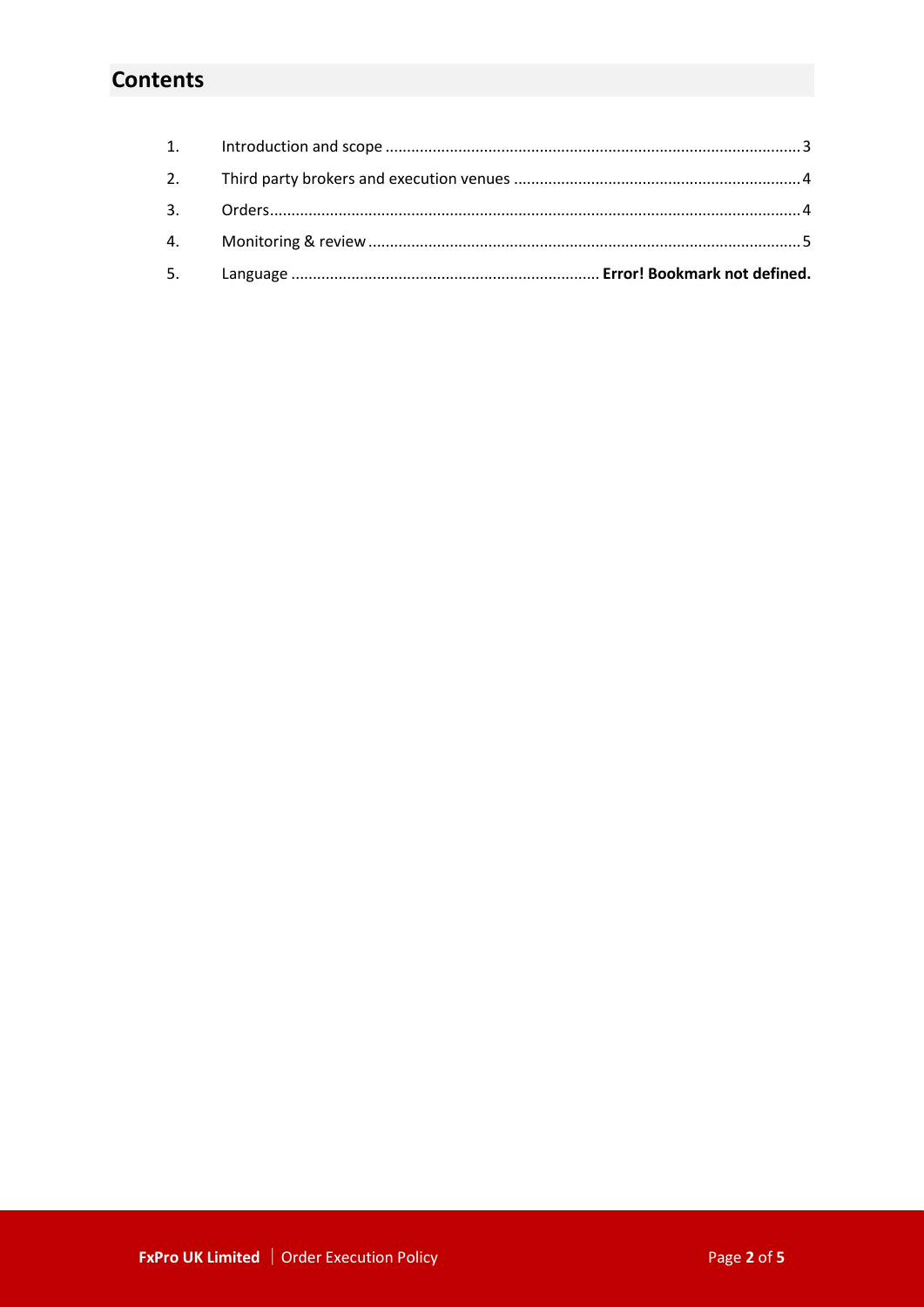## Contents

1. Introduction and scope ............................................................ 3
2. Third party brokers and execution venues ............................................................ 4
3. Orders ............................................................ 4
4. Monitoring & review ............................................................ 5
5. Language ............................................................ **Error! Bookmark not defined.**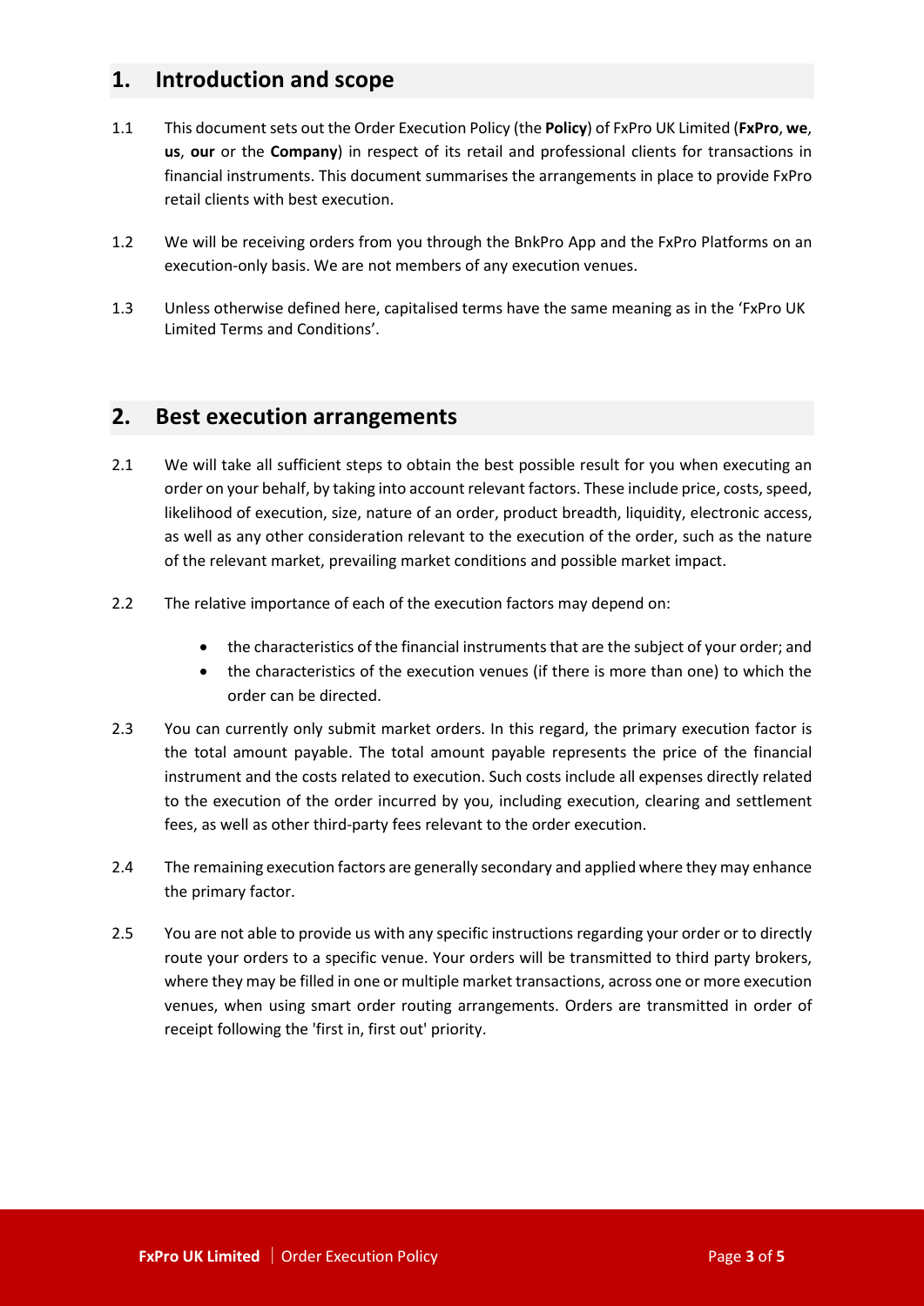## 1. Introduction and scope

1.1 This document sets out the Order Execution Policy (the **Policy**) of FxPro UK Limited (**FxPro**, **we**, **us**, **our** or the **Company**) in respect of its retail and professional clients for transactions in financial instruments. This document summarises the arrangements in place to provide FxPro retail clients with best execution.

1.2 We will be receiving orders from you through the BnkPro App and the FxPro Platforms on an execution-only basis. We are not members of any execution venues.

1.3 Unless otherwise defined here, capitalised terms have the same meaning as in the 'FxPro UK Limited Terms and Conditions'.

## 2. Best execution arrangements

2.1 We will take all sufficient steps to obtain the best possible result for you when executing an order on your behalf, by taking into account relevant factors. These include price, costs, speed, likelihood of execution, size, nature of an order, product breadth, liquidity, electronic access, as well as any other consideration relevant to the execution of the order, such as the nature of the relevant market, prevailing market conditions and possible market impact.

2.2 The relative importance of each of the execution factors may depend on:

- the characteristics of the financial instruments that are the subject of your order; and
- the characteristics of the execution venues (if there is more than one) to which the order can be directed.

2.3 You can currently only submit market orders. In this regard, the primary execution factor is the total amount payable. The total amount payable represents the price of the financial instrument and the costs related to execution. Such costs include all expenses directly related to the execution of the order incurred by you, including execution, clearing and settlement fees, as well as other third-party fees relevant to the order execution.

2.4 The remaining execution factors are generally secondary and applied where they may enhance the primary factor.

2.5 You are not able to provide us with any specific instructions regarding your order or to directly route your orders to a specific venue. Your orders will be transmitted to third party brokers, where they may be filled in one or multiple market transactions, across one or more execution venues, when using smart order routing arrangements. Orders are transmitted in order of receipt following the 'first in, first out' priority.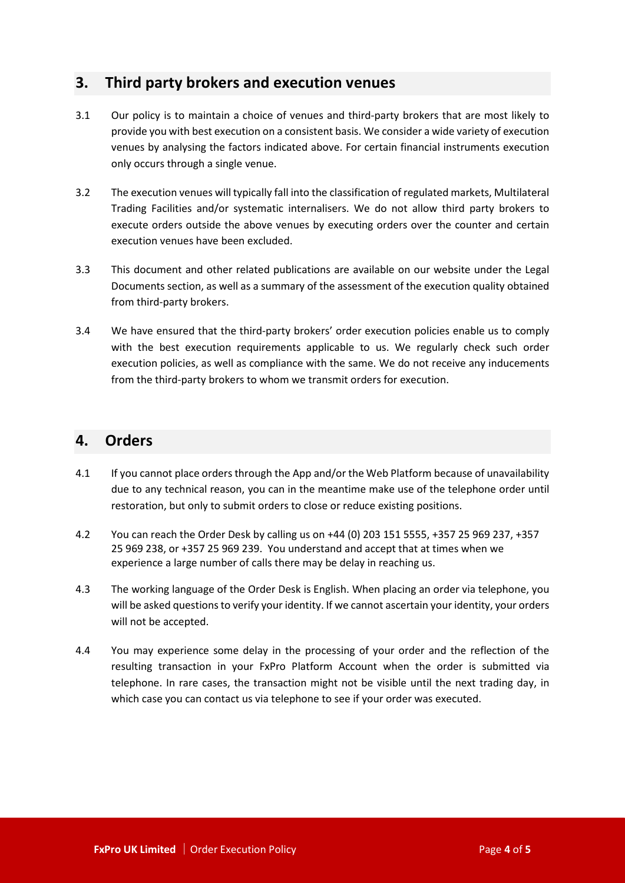## 3. Third party brokers and execution venues

3.1 Our policy is to maintain a choice of venues and third-party brokers that are most likely to provide you with best execution on a consistent basis. We consider a wide variety of execution venues by analysing the factors indicated above. For certain financial instruments execution only occurs through a single venue.

3.2 The execution venues will typically fall into the classification of regulated markets, Multilateral Trading Facilities and/or systematic internalisers. We do not allow third party brokers to execute orders outside the above venues by executing orders over the counter and certain execution venues have been excluded.

3.3 This document and other related publications are available on our website under the Legal Documents section, as well as a summary of the assessment of the execution quality obtained from third-party brokers.

3.4 We have ensured that the third-party brokers' order execution policies enable us to comply with the best execution requirements applicable to us. We regularly check such order execution policies, as well as compliance with the same. We do not receive any inducements from the third-party brokers to whom we transmit orders for execution.

## 4. Orders

4.1 If you cannot place orders through the App and/or the Web Platform because of unavailability due to any technical reason, you can in the meantime make use of the telephone order until restoration, but only to submit orders to close or reduce existing positions.

4.2 You can reach the Order Desk by calling us on +44 (0) 203 151 5555, +357 25 969 237, +357 25 969 238, or +357 25 969 239. You understand and accept that at times when we experience a large number of calls there may be delay in reaching us.

4.3 The working language of the Order Desk is English. When placing an order via telephone, you will be asked questions to verify your identity. If we cannot ascertain your identity, your orders will not be accepted.

4.4 You may experience some delay in the processing of your order and the reflection of the resulting transaction in your FxPro Platform Account when the order is submitted via telephone. In rare cases, the transaction might not be visible until the next trading day, in which case you can contact us via telephone to see if your order was executed.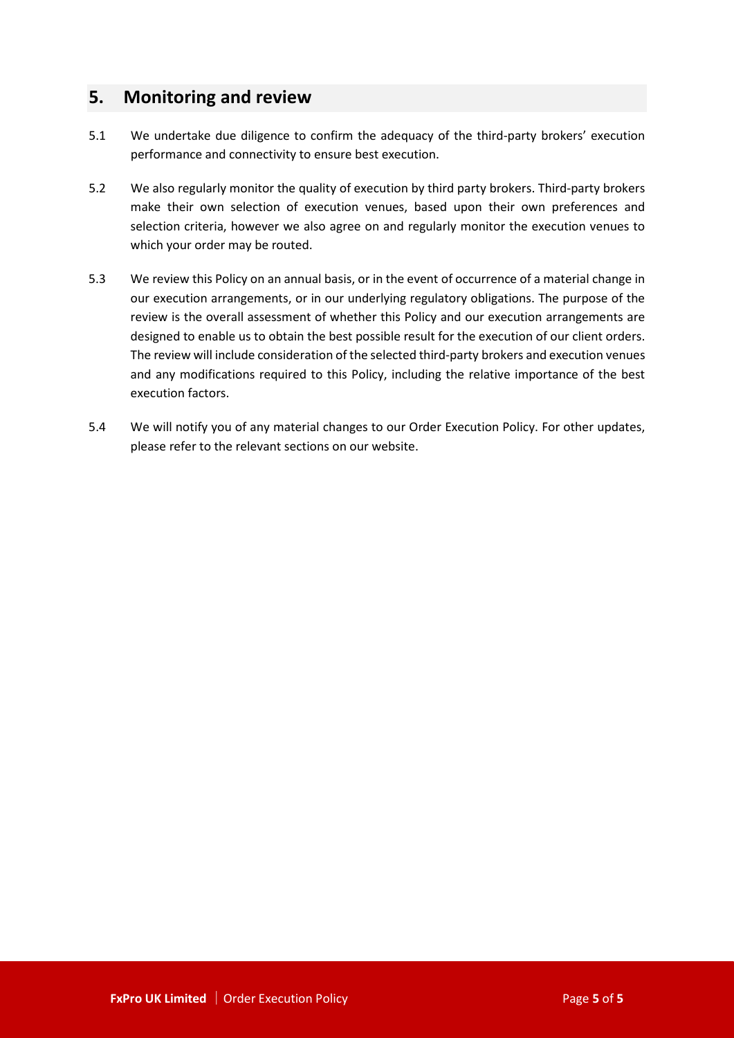## 5. Monitoring and review

5.1 We undertake due diligence to confirm the adequacy of the third-party brokers' execution performance and connectivity to ensure best execution.

5.2 We also regularly monitor the quality of execution by third party brokers. Third-party brokers make their own selection of execution venues, based upon their own preferences and selection criteria, however we also agree on and regularly monitor the execution venues to which your order may be routed.

5.3 We review this Policy on an annual basis, or in the event of occurrence of a material change in our execution arrangements, or in our underlying regulatory obligations. The purpose of the review is the overall assessment of whether this Policy and our execution arrangements are designed to enable us to obtain the best possible result for the execution of our client orders. The review will include consideration of the selected third-party brokers and execution venues and any modifications required to this Policy, including the relative importance of the best execution factors.

5.4 We will notify you of any material changes to our Order Execution Policy. For other updates, please refer to the relevant sections on our website.